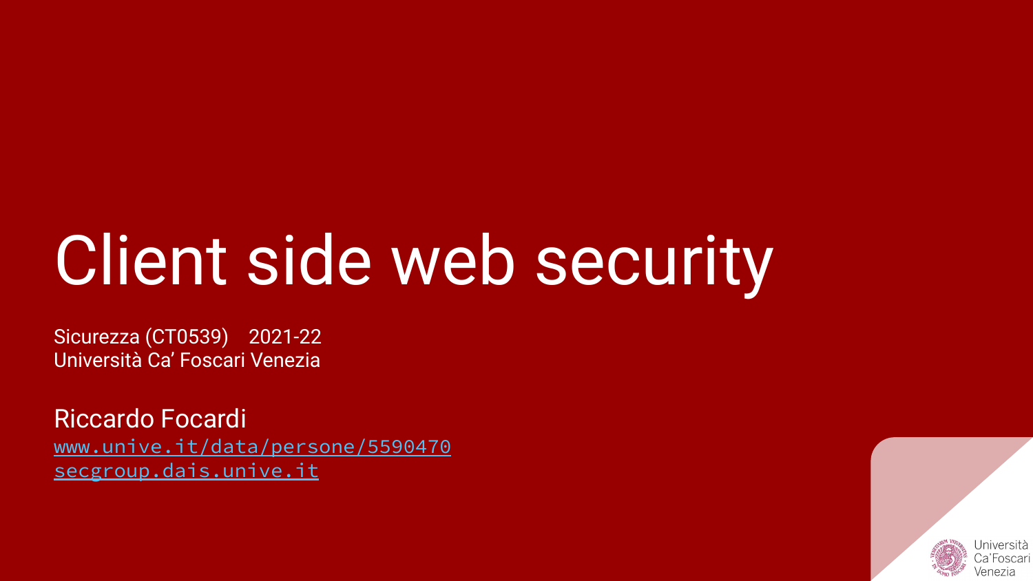# Client side web security

Sicurezza (CT0539) 2021-22
Università Ca' Foscari Venezia

Riccardo Focardi
www.unive.it/data/persone/5590470
secgroup.dais.unive.it

Università Ca'Foscari Venezia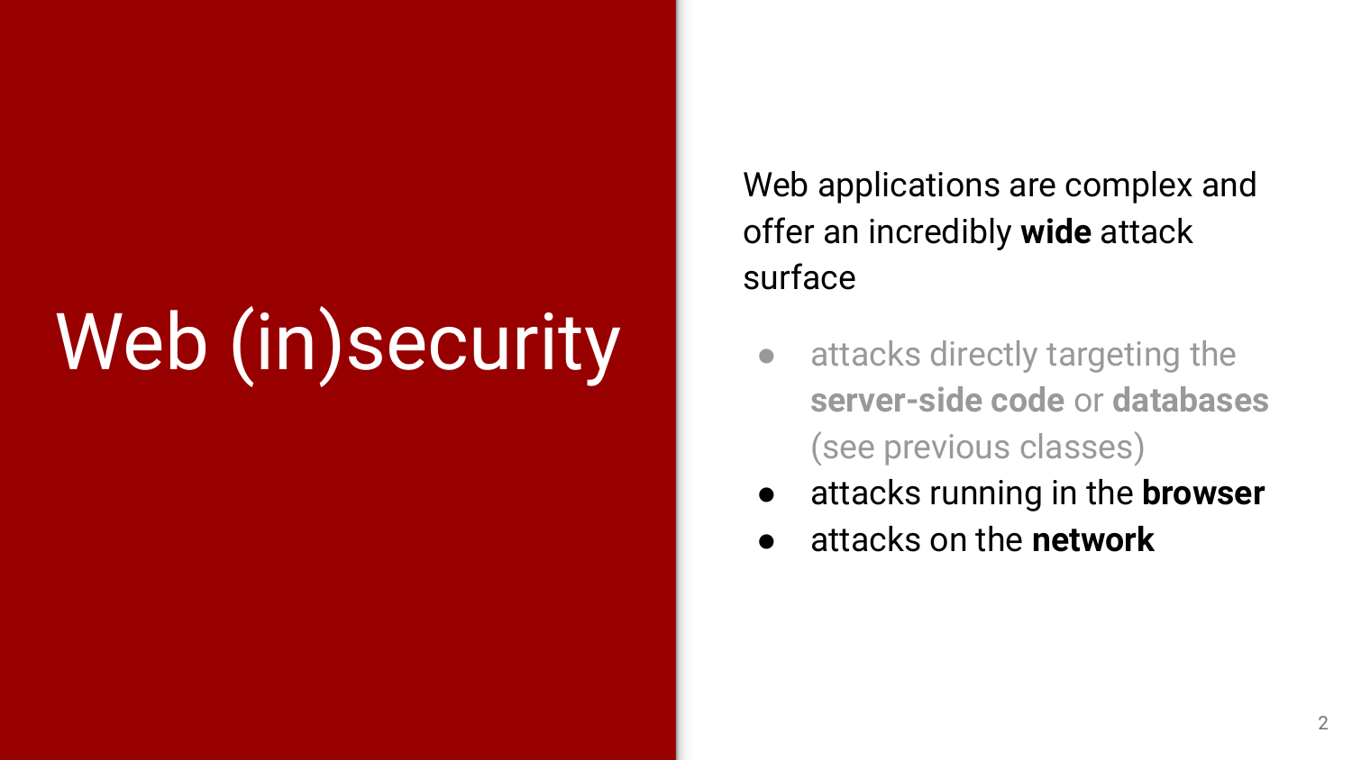# Web (in)security

Web applications are complex and offer an incredibly **wide** attack surface

- attacks directly targeting the **server-side code** or **databases** (see previous classes)
- attacks running in the **browser**
- attacks on the **network**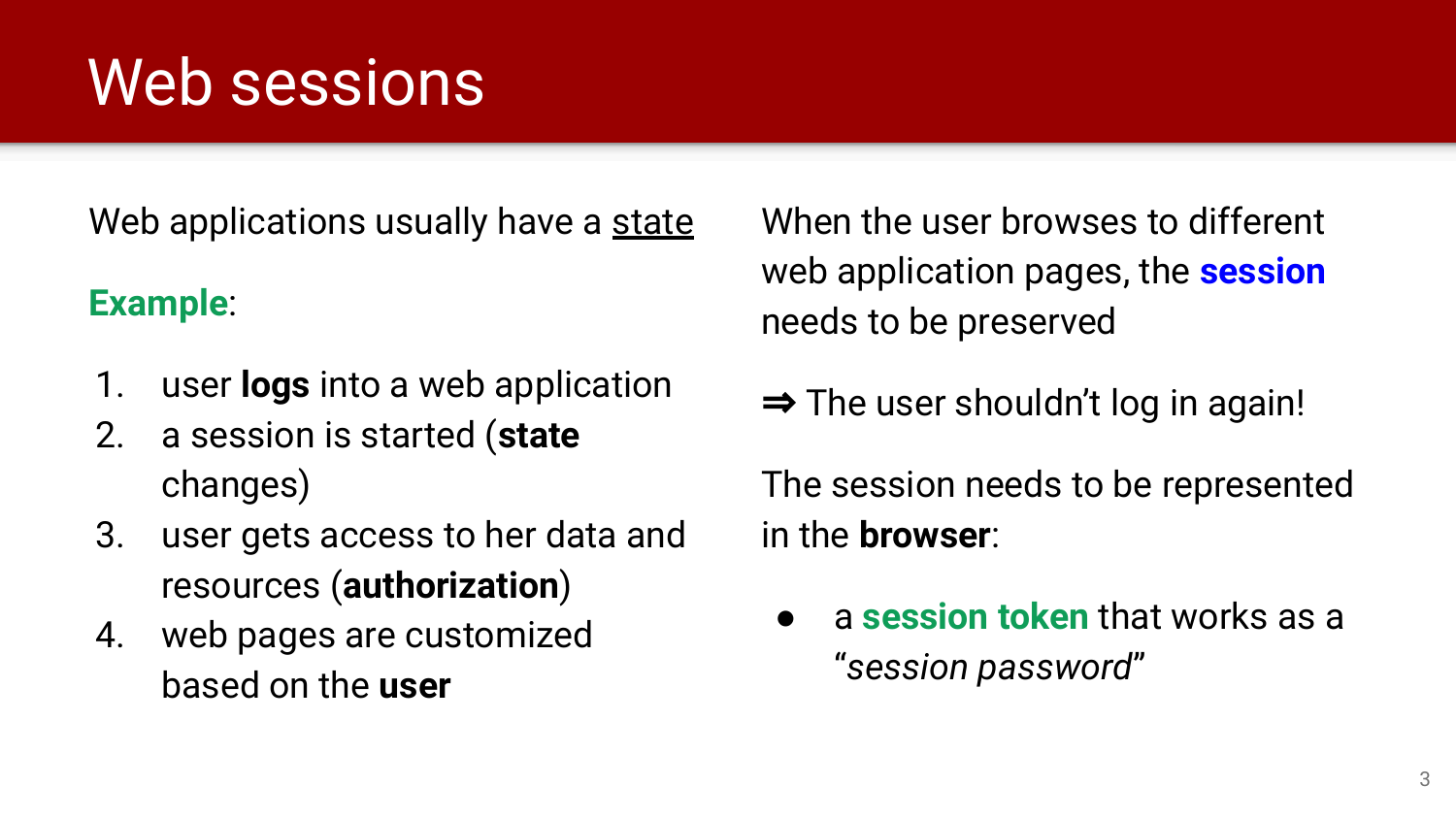# Web sessions

Web applications usually have a state

**Example**:

1. user **logs** into a web application
2. a session is started (**state** changes)
3. user gets access to her data and resources (**authorization**)
4. web pages are customized based on the **user**

When the user browses to different web application pages, the **session** needs to be preserved

⇒ The user shouldn't log in again!

The session needs to be represented in the **browser**:

- a **session token** that works as a *"session password"*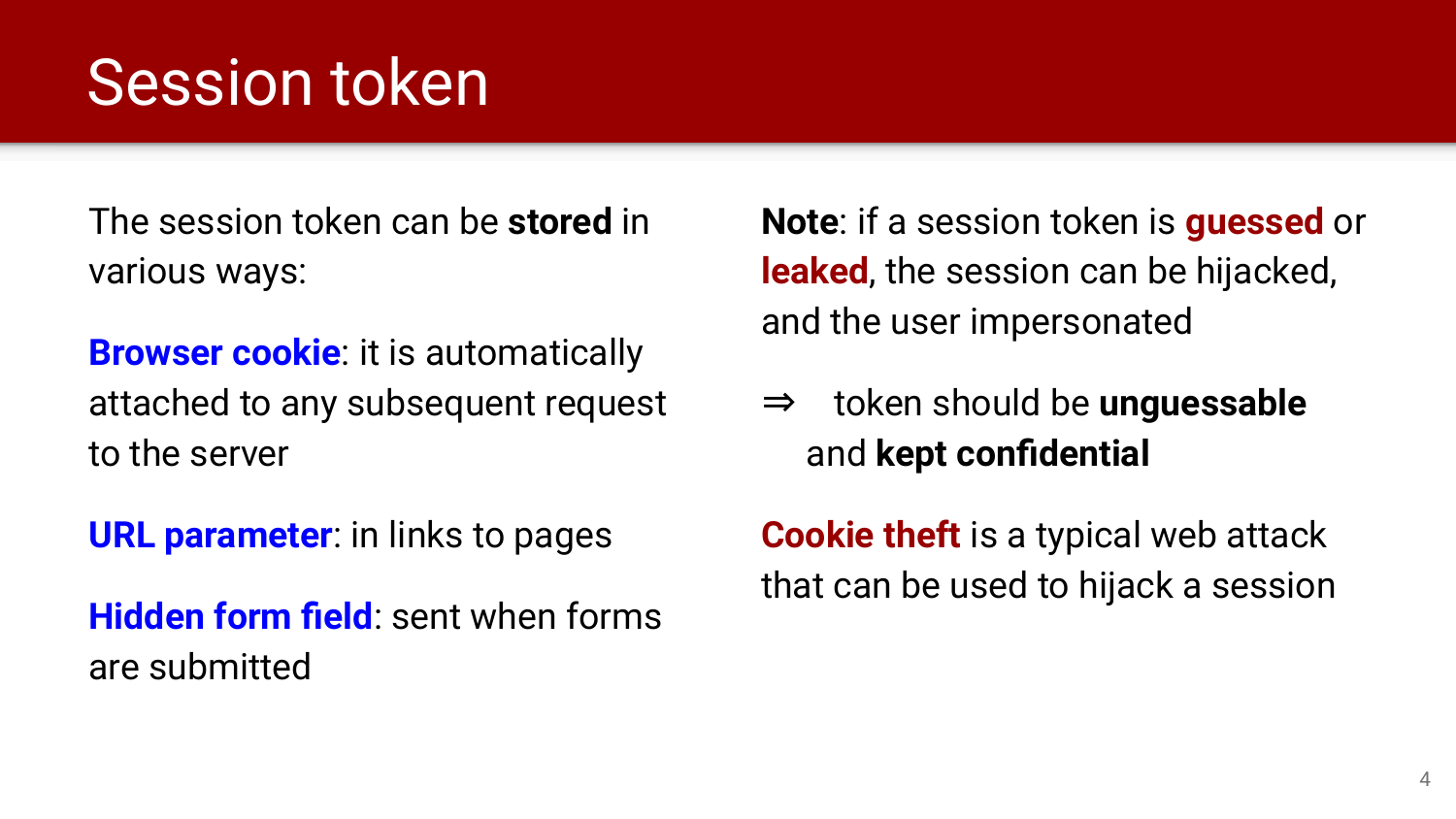# Session token

The session token can be **stored** in various ways:

**Browser cookie**: it is automatically attached to any subsequent request to the server

**URL parameter**: in links to pages

**Hidden form field**: sent when forms are submitted

**Note**: if a session token is **guessed** or **leaked**, the session can be hijacked, and the user impersonated

⇒ token should be **unguessable** and **kept confidential**

**Cookie theft** is a typical web attack that can be used to hijack a session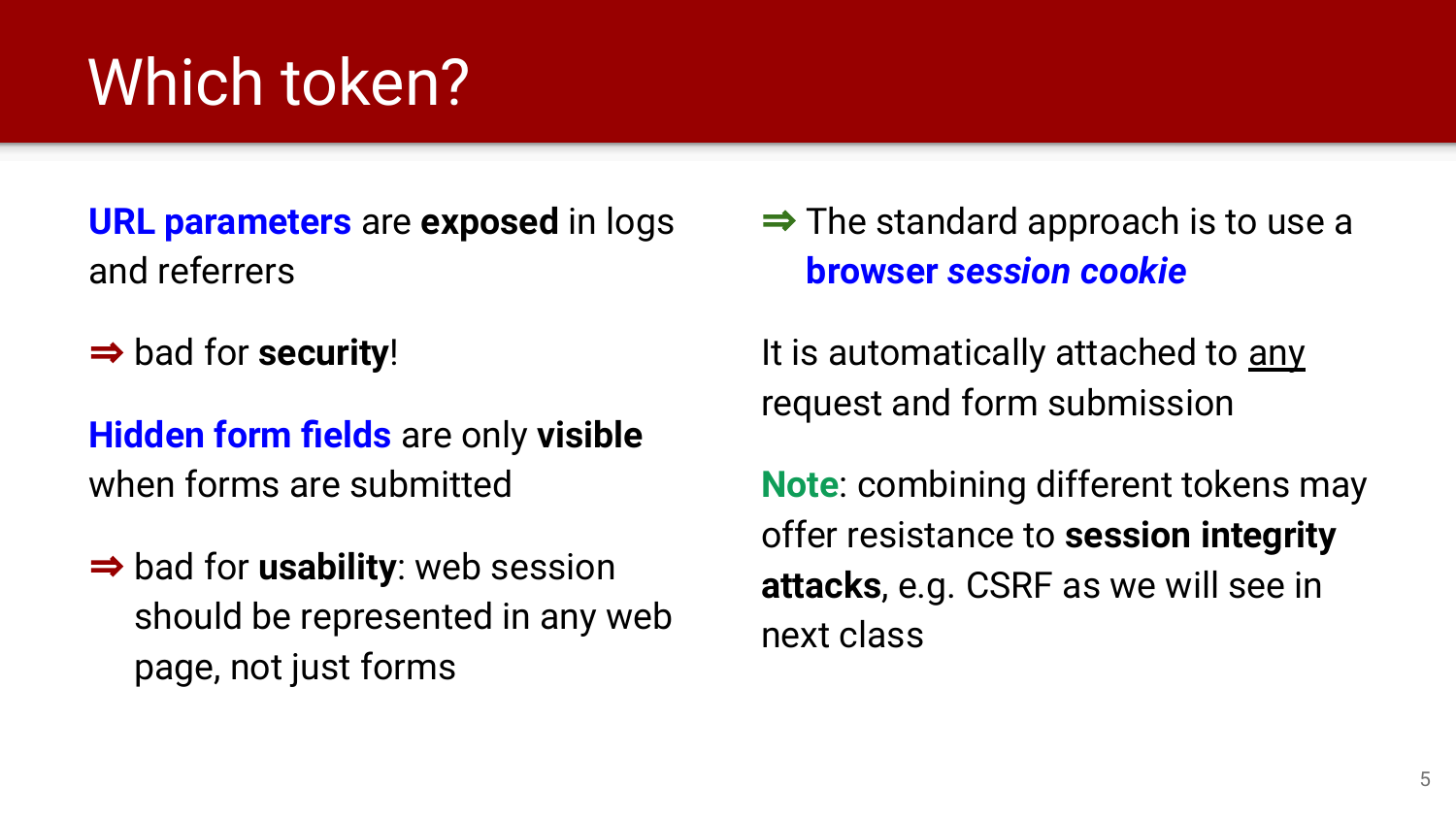# Which token?

**URL parameters** are **exposed** in logs and referrers

⇒ bad for **security**!

**Hidden form fields** are only **visible** when forms are submitted

⇒ bad for **usability**: web session should be represented in any web page, not just forms

⇒ The standard approach is to use a **browser *session cookie***

It is automatically attached to <u>any</u> request and form submission

**Note**: combining different tokens may offer resistance to **session integrity attacks**, e.g. CSRF as we will see in next class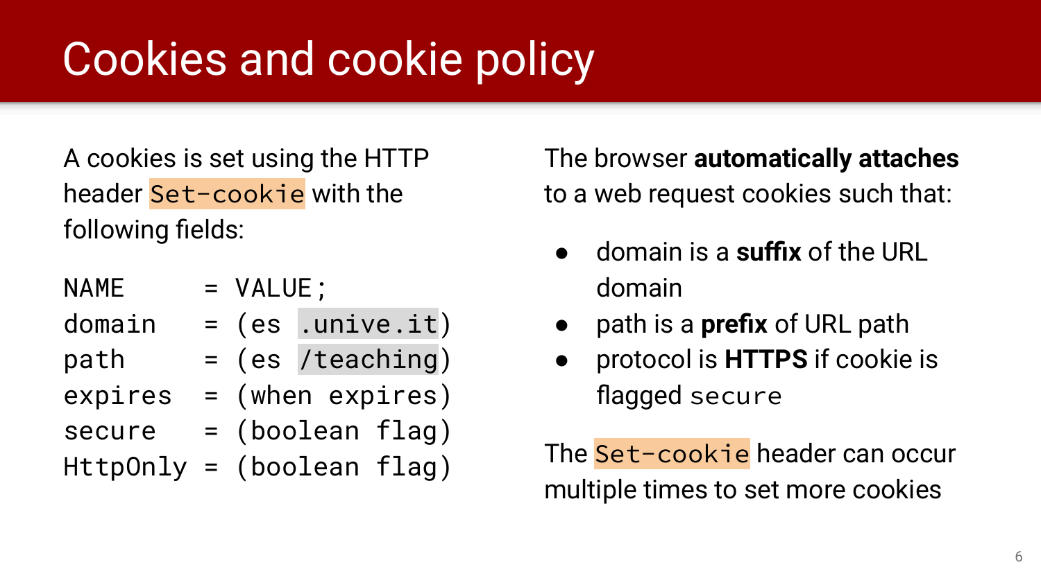# Cookies and cookie policy

A cookies is set using the HTTP header `Set-cookie` with the following fields:

```
NAME     = VALUE;
domain   = (es .unive.it)
path     = (es /teaching)
expires  = (when expires)
secure   = (boolean flag)
HttpOnly = (boolean flag)
```

The browser **automatically attaches** to a web request cookies such that:

- domain is a **suffix** of the URL domain
- path is a **prefix** of URL path
- protocol is **HTTPS** if cookie is flagged `secure`

The `Set-cookie` header can occur multiple times to set more cookies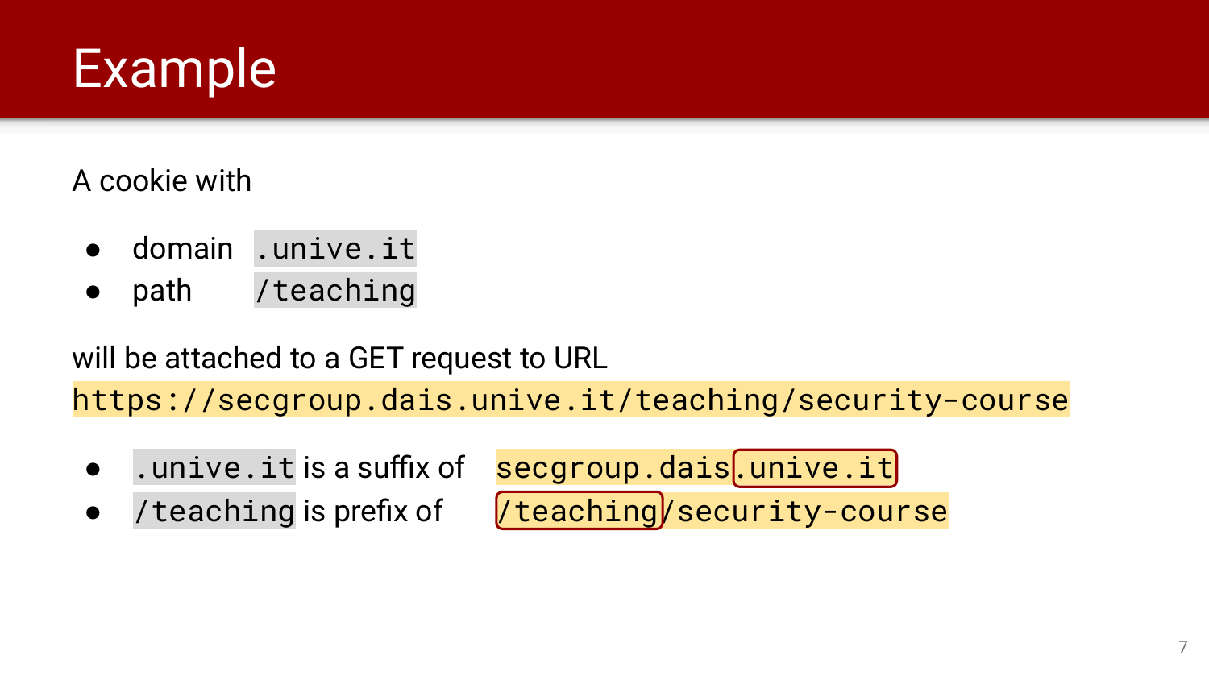# Example

A cookie with

- domain `.unive.it`
- path `/teaching`

will be attached to a GET request to URL
`https://secgroup.dais.unive.it/teaching/security-course`

- `.unive.it` is a suffix of `secgroup.dais.unive.it`
- `/teaching` is prefix of `/teaching/security-course`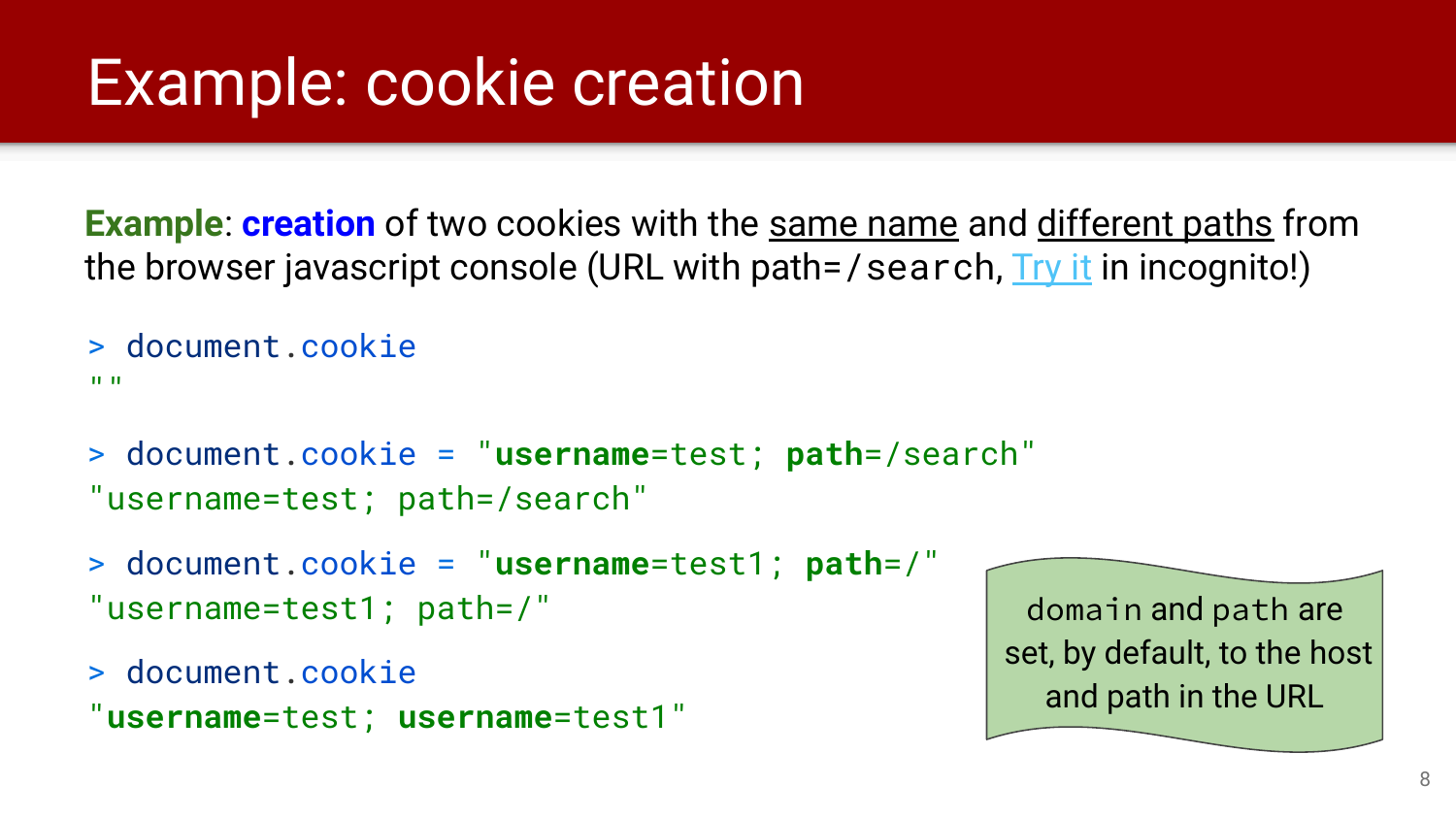# Example: cookie creation

**Example**: **creation** of two cookies with the <u>same name</u> and <u>different paths</u> from the browser javascript console (URL with path=`/search`, Try it in incognito!)

```
> document.cookie
""

> document.cookie = "username=test; path=/search"
"username=test; path=/search"

> document.cookie = "username=test1; path=/"
"username=test1; path=/"

> document.cookie
"username=test; username=test1"
```

`domain` and `path` are set, by default, to the host and path in the URL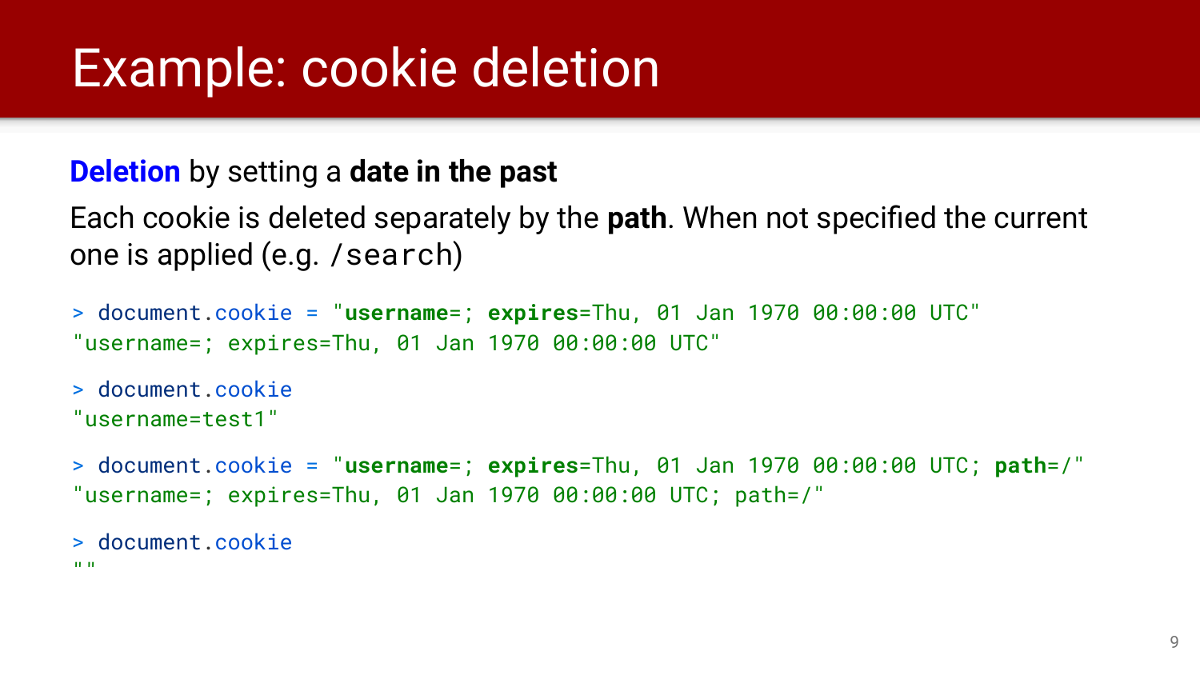# Example: cookie deletion

**Deletion** by setting a **date in the past**

Each cookie is deleted separately by the **path**. When not specified the current one is applied (e.g. `/search`)

```
> document.cookie = "username=; expires=Thu, 01 Jan 1970 00:00:00 UTC"
"username=; expires=Thu, 01 Jan 1970 00:00:00 UTC"

> document.cookie
"username=test1"

> document.cookie = "username=; expires=Thu, 01 Jan 1970 00:00:00 UTC; path=/"
"username=; expires=Thu, 01 Jan 1970 00:00:00 UTC; path=/"

> document.cookie
""
```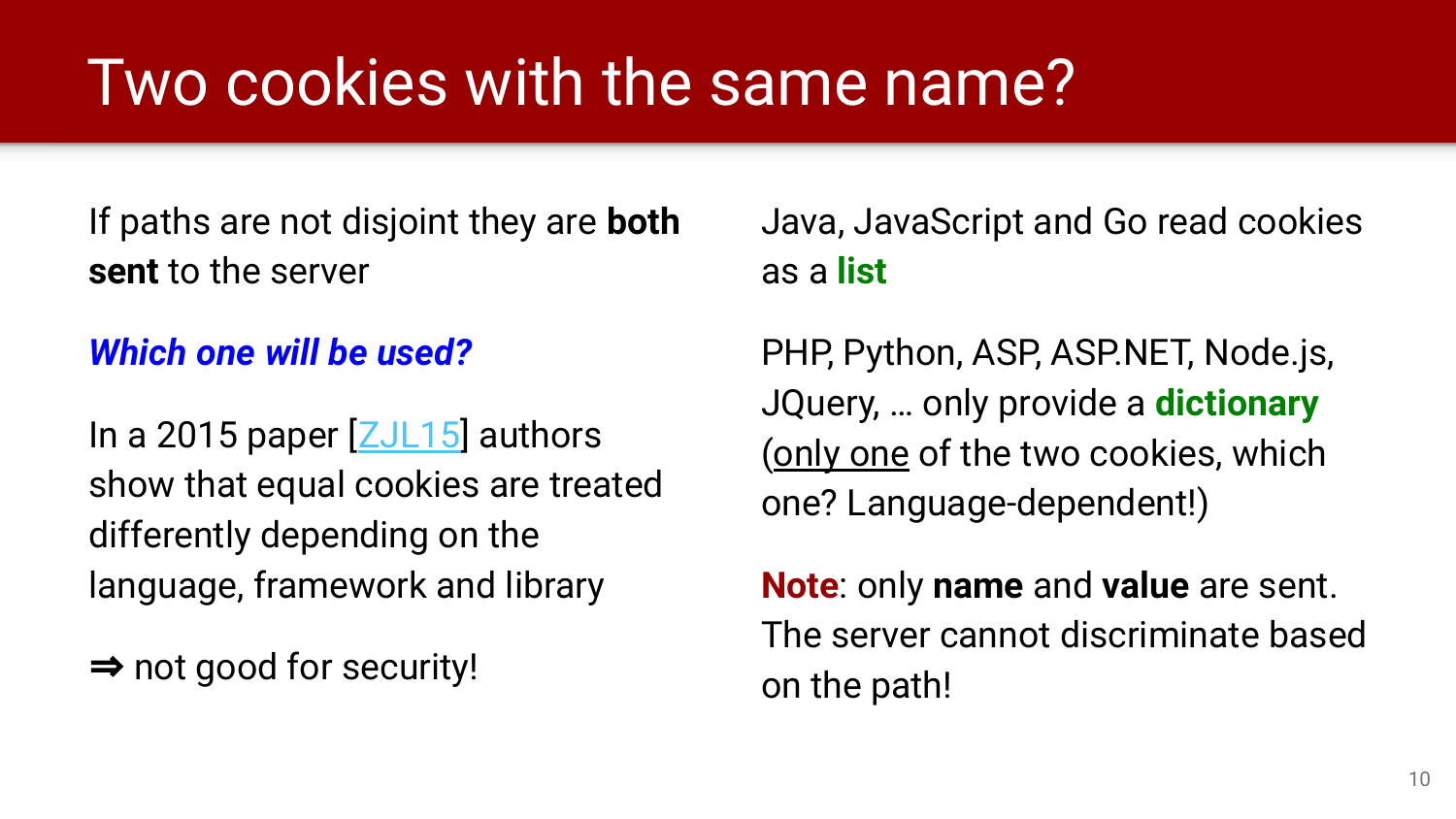# Two cookies with the same name?

If paths are not disjoint they are **both sent** to the server

***Which one will be used?***

In a 2015 paper [ZJL15] authors show that equal cookies are treated differently depending on the language, framework and library

⇒ not good for security!

Java, JavaScript and Go read cookies as a **list**

PHP, Python, ASP, ASP.NET, Node.js, JQuery, … only provide a **dictionary** (only one of the two cookies, which one? Language-dependent!)

**Note**: only **name** and **value** are sent. The server cannot discriminate based on the path!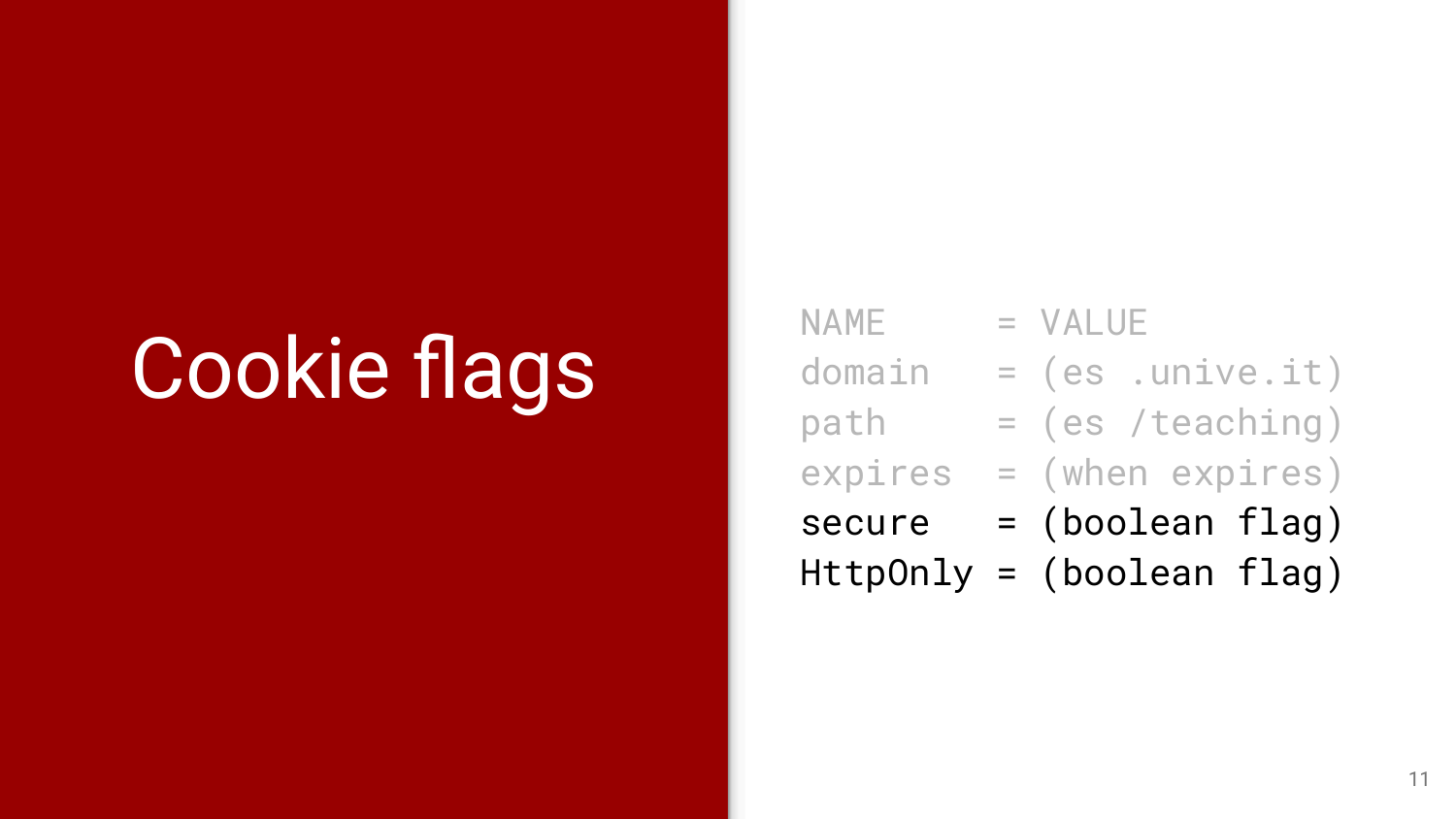# Cookie flags

```
NAME     = VALUE
domain   = (es .unive.it)
path     = (es /teaching)
expires  = (when expires)
secure   = (boolean flag)
HttpOnly = (boolean flag)
```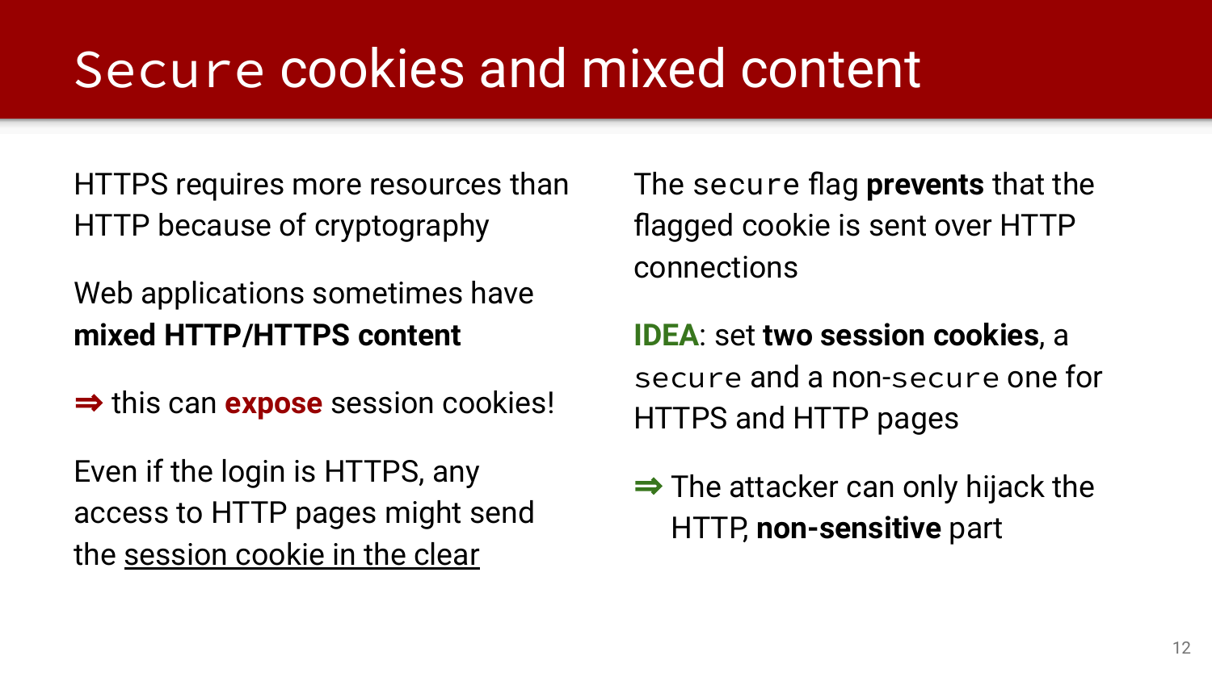# `Secure` cookies and mixed content

HTTPS requires more resources than HTTP because of cryptography

Web applications sometimes have **mixed HTTP/HTTPS content**

⇒ this can **expose** session cookies!

Even if the login is HTTPS, any access to HTTP pages might send the <u>session cookie in the clear</u>

The `secure` flag **prevents** that the flagged cookie is sent over HTTP connections

**IDEA**: set **two session cookies**, a `secure` and a non-`secure` one for HTTPS and HTTP pages

⇒ The attacker can only hijack the HTTP, **non-sensitive** part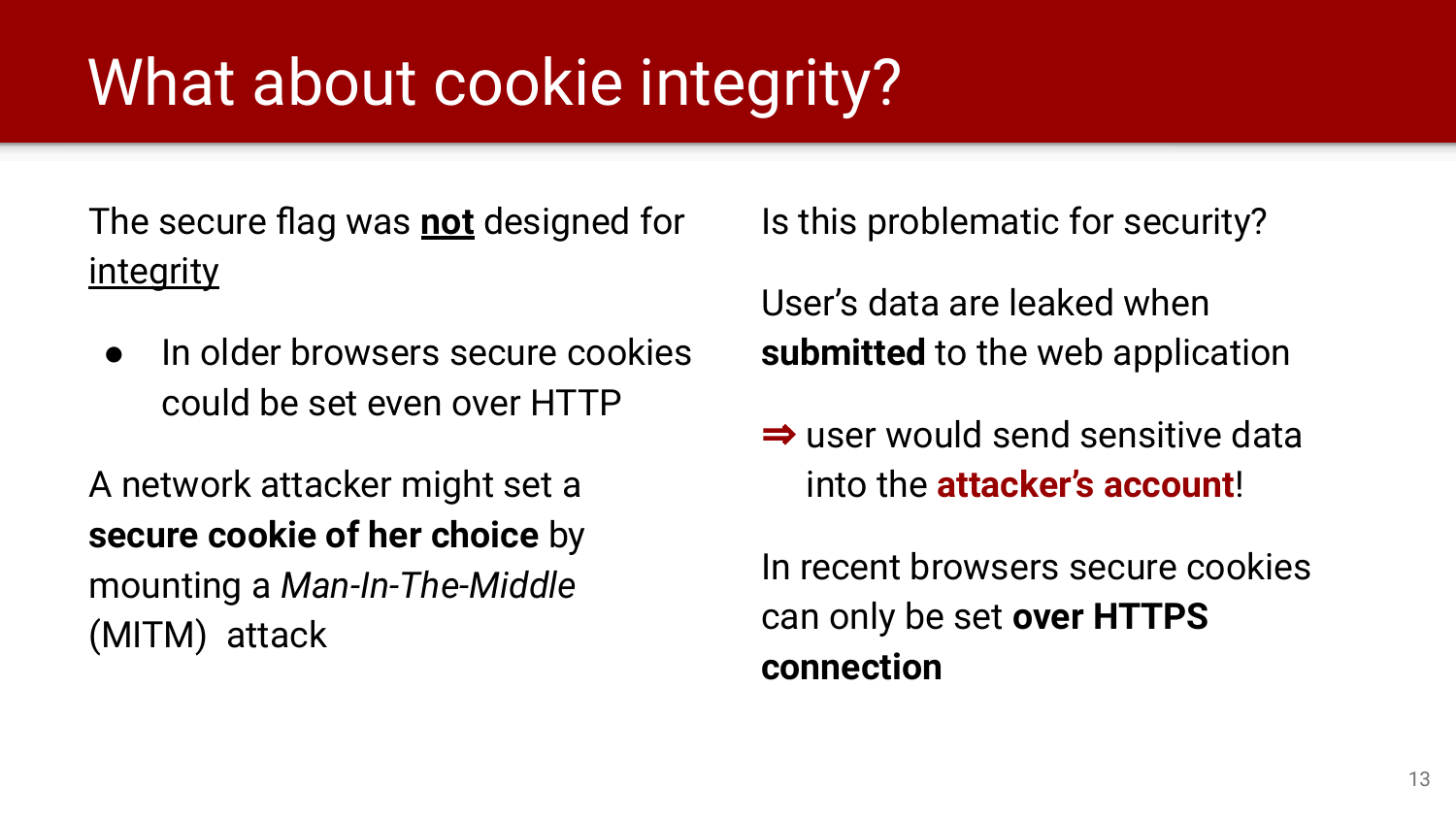# What about cookie integrity?

The secure flag was **<u>not</u>** designed for <u>integrity</u>

- In older browsers secure cookies could be set even over HTTP

A network attacker might set a **secure cookie of her choice** by mounting a *Man-In-The-Middle* (MITM) attack

Is this problematic for security?

User's data are leaked when **submitted** to the web application

⇒ user would send sensitive data into the **attacker's account**!

In recent browsers secure cookies can only be set **over HTTPS connection**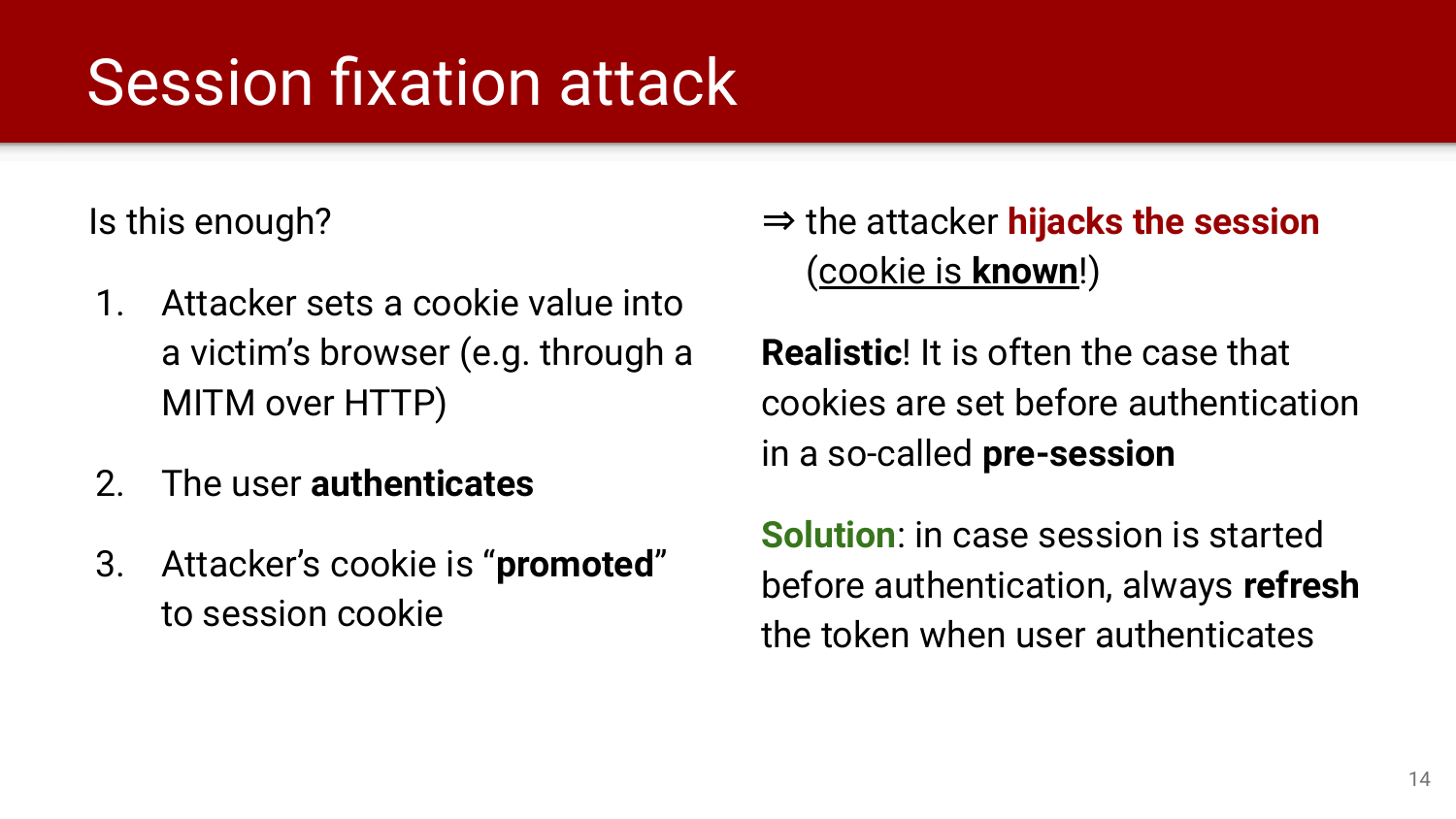# Session fixation attack

Is this enough?

1. Attacker sets a cookie value into a victim's browser (e.g. through a MITM over HTTP)
2. The user **authenticates**
3. Attacker's cookie is "**promoted**" to session cookie

⇒ the attacker **hijacks the session** (cookie is **known**!)

**Realistic**! It is often the case that cookies are set before authentication in a so-called **pre-session**

**Solution**: in case session is started before authentication, always **refresh** the token when user authenticates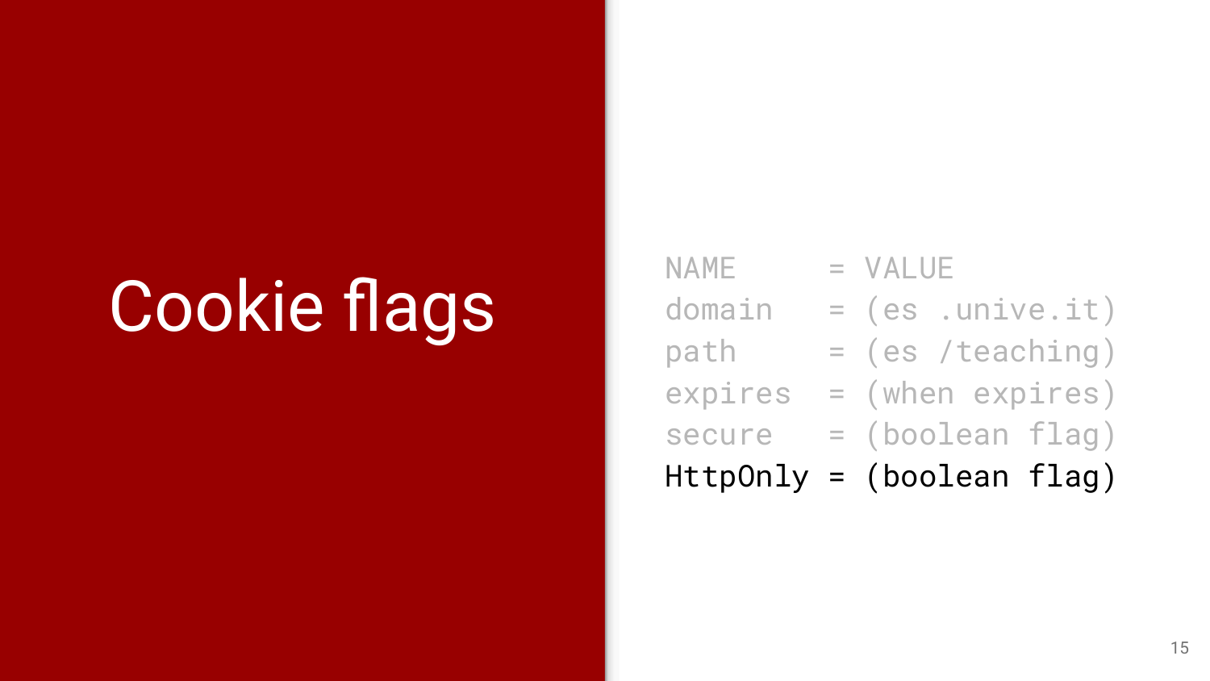# Cookie flags

```
NAME     = VALUE
domain   = (es .unive.it)
path     = (es /teaching)
expires  = (when expires)
secure   = (boolean flag)
HttpOnly = (boolean flag)
```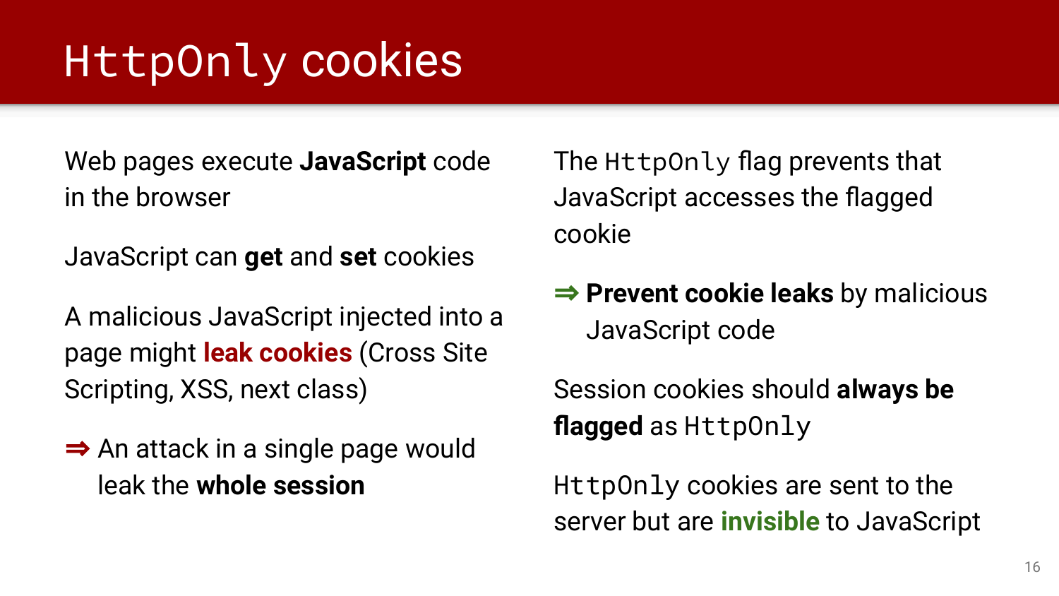# `HttpOnly` cookies

Web pages execute **JavaScript** code in the browser

JavaScript can **get** and **set** cookies

A malicious JavaScript injected into a page might **leak cookies** (Cross Site Scripting, XSS, next class)

⇒ An attack in a single page would leak the **whole session**

The `HttpOnly` flag prevents that JavaScript accesses the flagged cookie

⇒ **Prevent cookie leaks** by malicious JavaScript code

Session cookies should **always be flagged** as `HttpOnly`

`HttpOnly` cookies are sent to the server but are **invisible** to JavaScript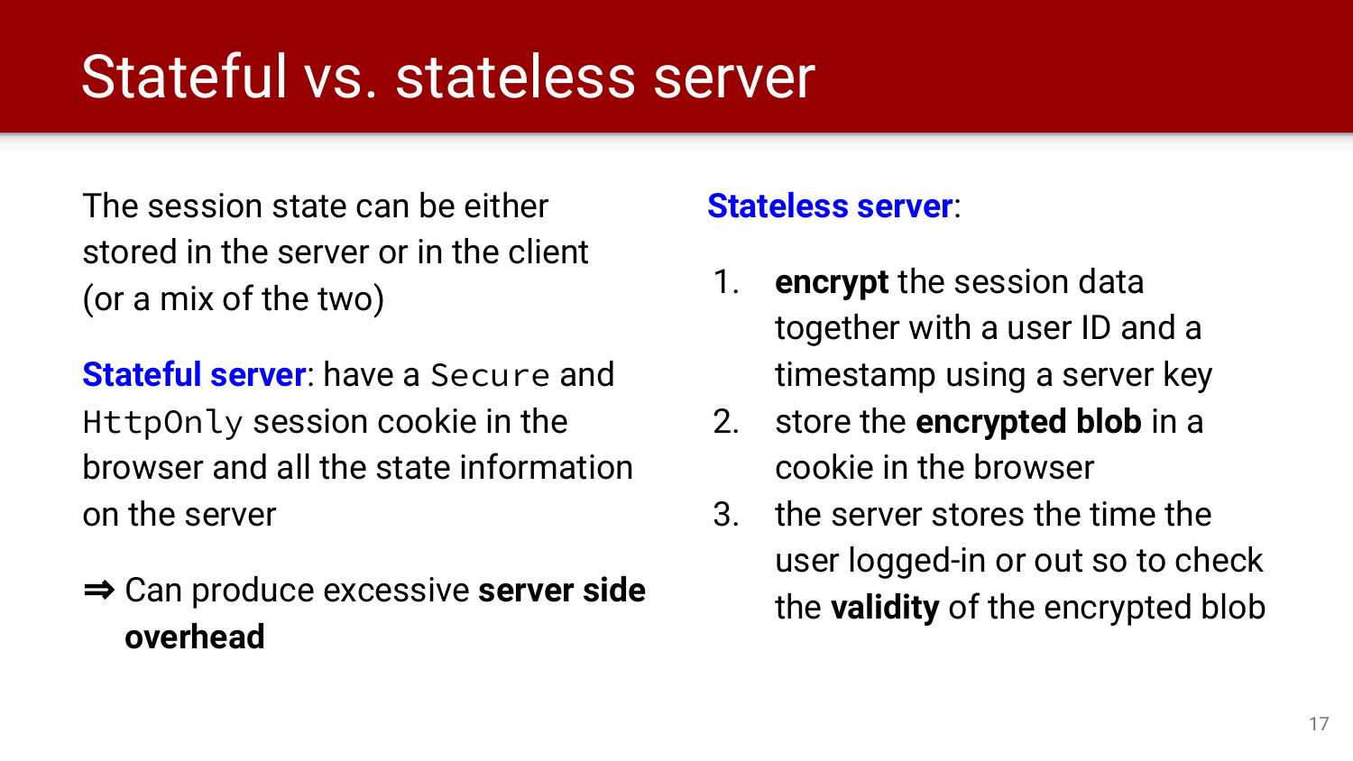# Stateful vs. stateless server

The session state can be either stored in the server or in the client (or a mix of the two)

**Stateful server**: have a `Secure` and `HttpOnly` session cookie in the browser and all the state information on the server

⇒ Can produce excessive **server side overhead**

**Stateless server**:

1. **encrypt** the session data together with a user ID and a timestamp using a server key
2. store the **encrypted blob** in a cookie in the browser
3. the server stores the time the user logged-in or out so to check the **validity** of the encrypted blob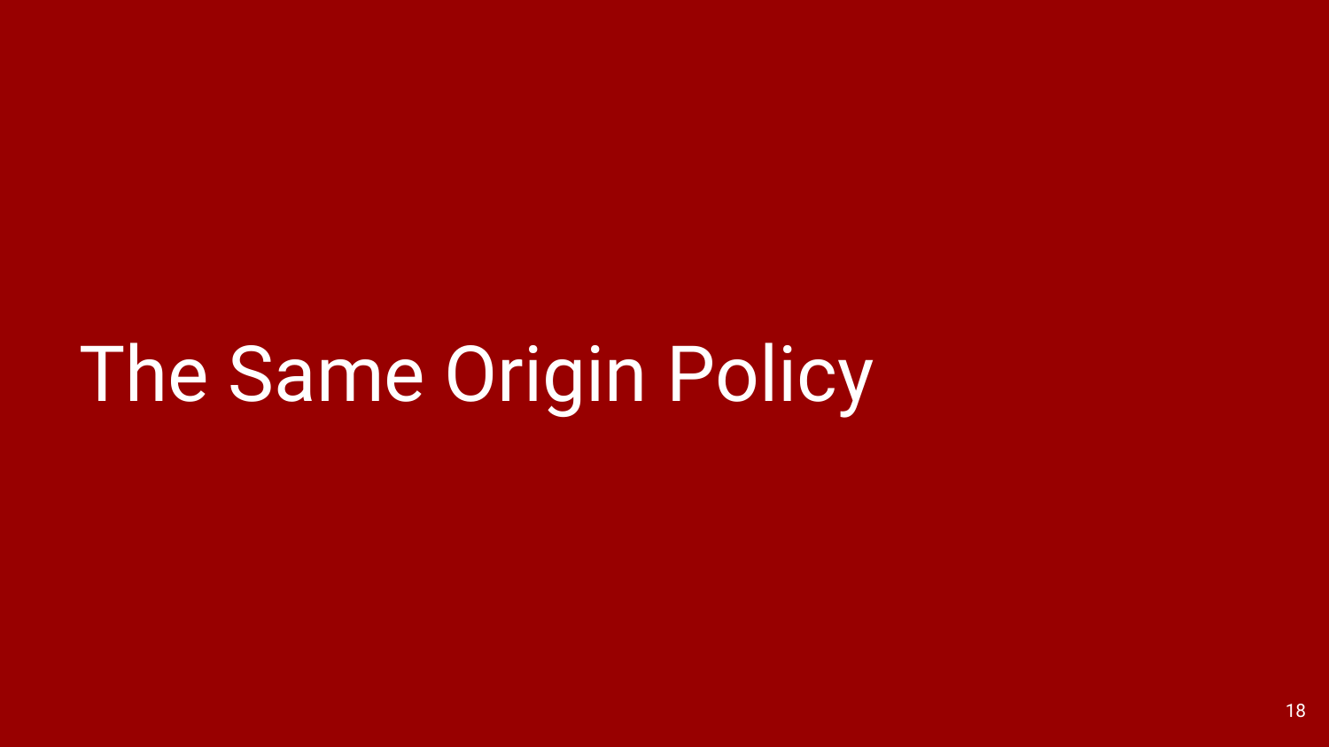# The Same Origin Policy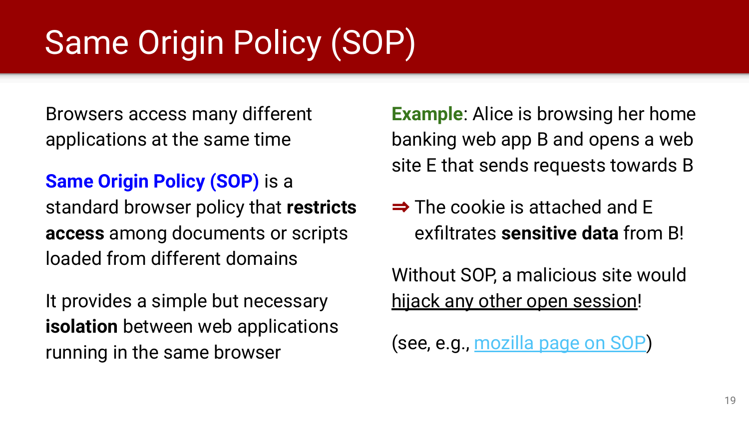# Same Origin Policy (SOP)

Browsers access many different applications at the same time

**Same Origin Policy (SOP)** is a standard browser policy that **restricts access** among documents or scripts loaded from different domains

It provides a simple but necessary **isolation** between web applications running in the same browser

**Example**: Alice is browsing her home banking web app B and opens a web site E that sends requests towards B

⇒ The cookie is attached and E exfiltrates **sensitive data** from B!

Without SOP, a malicious site would hijack any other open session!

(see, e.g., [mozilla page on SOP])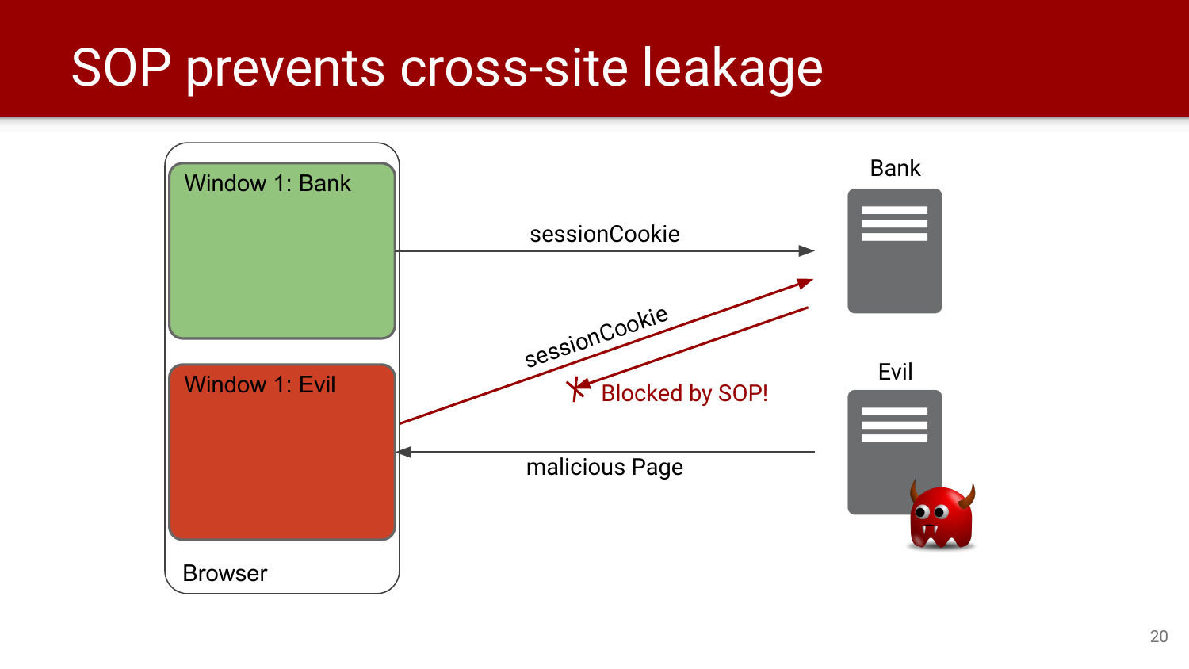# SOP prevents cross-site leakage

Window 1: Bank

Window 1: Evil

Browser

Bank

Evil

sessionCookie

sessionCookie

Blocked by SOP!

malicious Page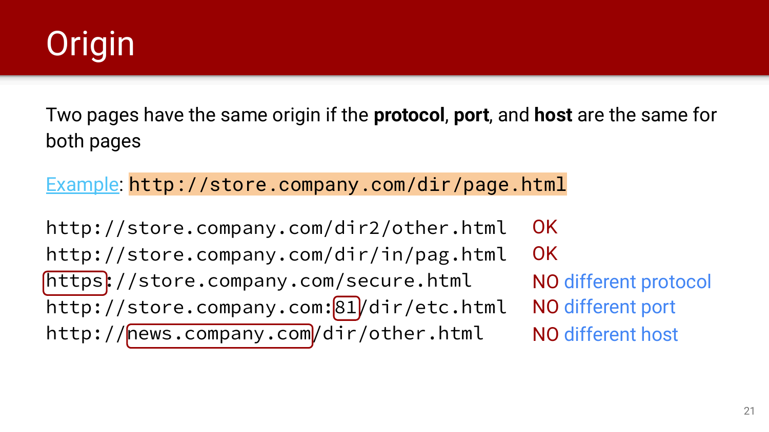# Origin

Two pages have the same origin if the **protocol**, **port**, and **host** are the same for both pages

Example: `http://store.company.com/dir/page.html`

| URL | Result |
|---|---|
| `http://store.company.com/dir2/other.html` | OK |
| `http://store.company.com/dir/in/pag.html` | OK |
| `https://store.company.com/secure.html` | NO different protocol |
| `http://store.company.com:81/dir/etc.html` | NO different port |
| `http://news.company.com/dir/other.html` | NO different host |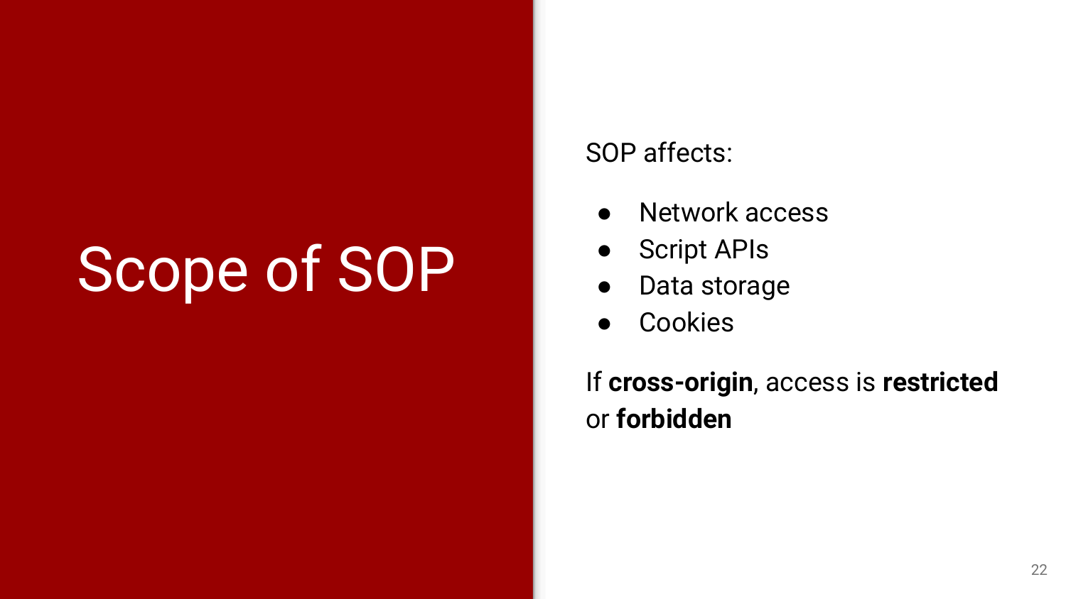# Scope of SOP

SOP affects:

- Network access
- Script APIs
- Data storage
- Cookies

If **cross-origin**, access is **restricted** or **forbidden**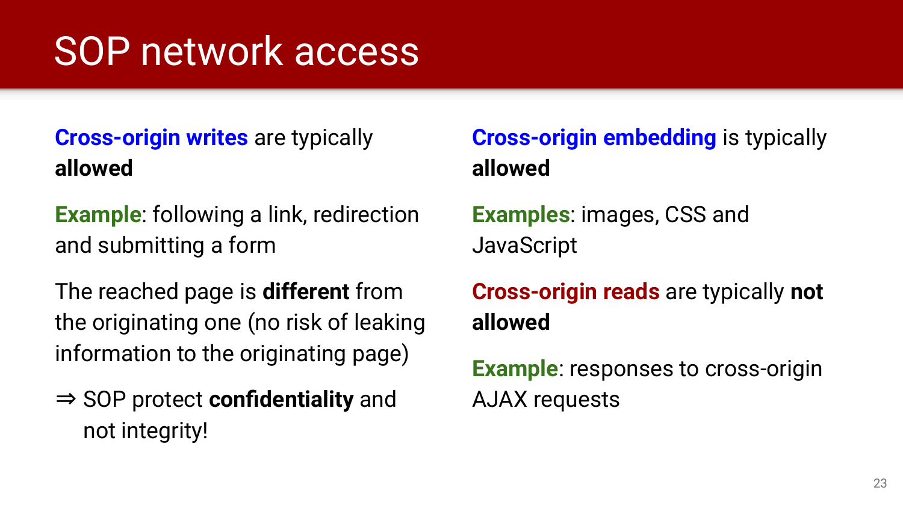# SOP network access

**Cross-origin writes** are typically **allowed**

**Example**: following a link, redirection and submitting a form

The reached page is **different** from the originating one (no risk of leaking information to the originating page)

⇒ SOP protect **confidentiality** and not integrity!

**Cross-origin embedding** is typically **allowed**

**Examples**: images, CSS and JavaScript

**Cross-origin reads** are typically **not allowed**

**Example**: responses to cross-origin AJAX requests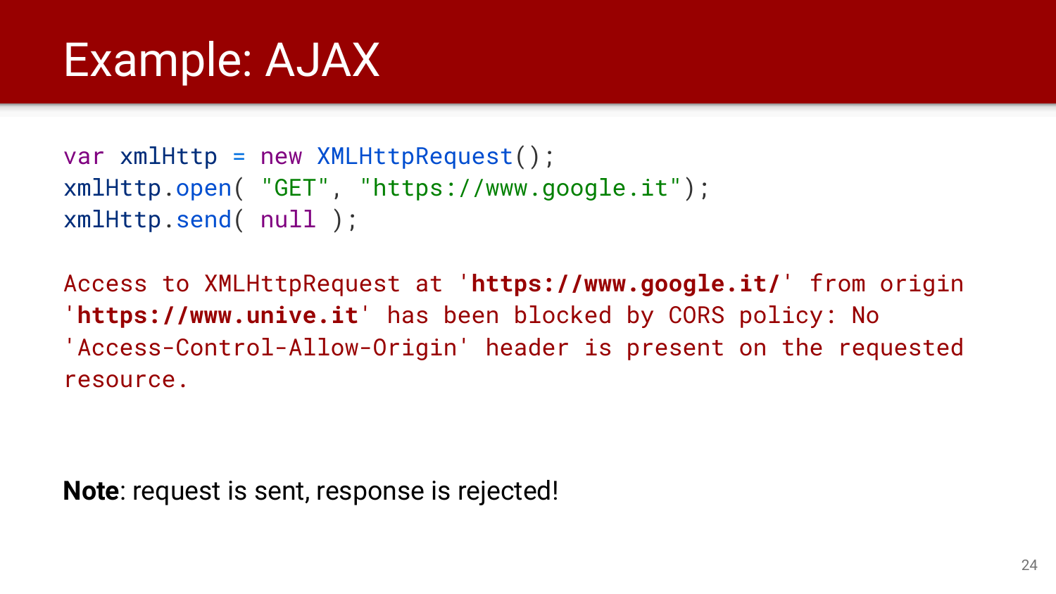# Example: AJAX

```
var xmlHttp = new XMLHttpRequest();
xmlHttp.open( "GET", "https://www.google.it");
xmlHttp.send( null );
```

```
Access to XMLHttpRequest at 'https://www.google.it/' from origin
'https://www.unive.it' has been blocked by CORS policy: No
'Access-Control-Allow-Origin' header is present on the requested
resource.
```

**Note**: request is sent, response is rejected!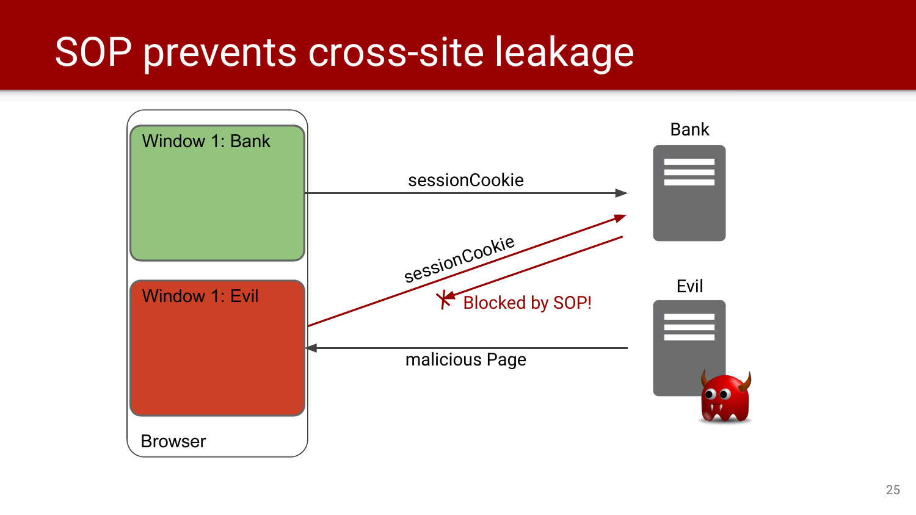# SOP prevents cross-site leakage

Window 1: Bank

Window 1: Evil

Browser

sessionCookie

sessionCookie

Blocked by SOP!

malicious Page

Bank

Evil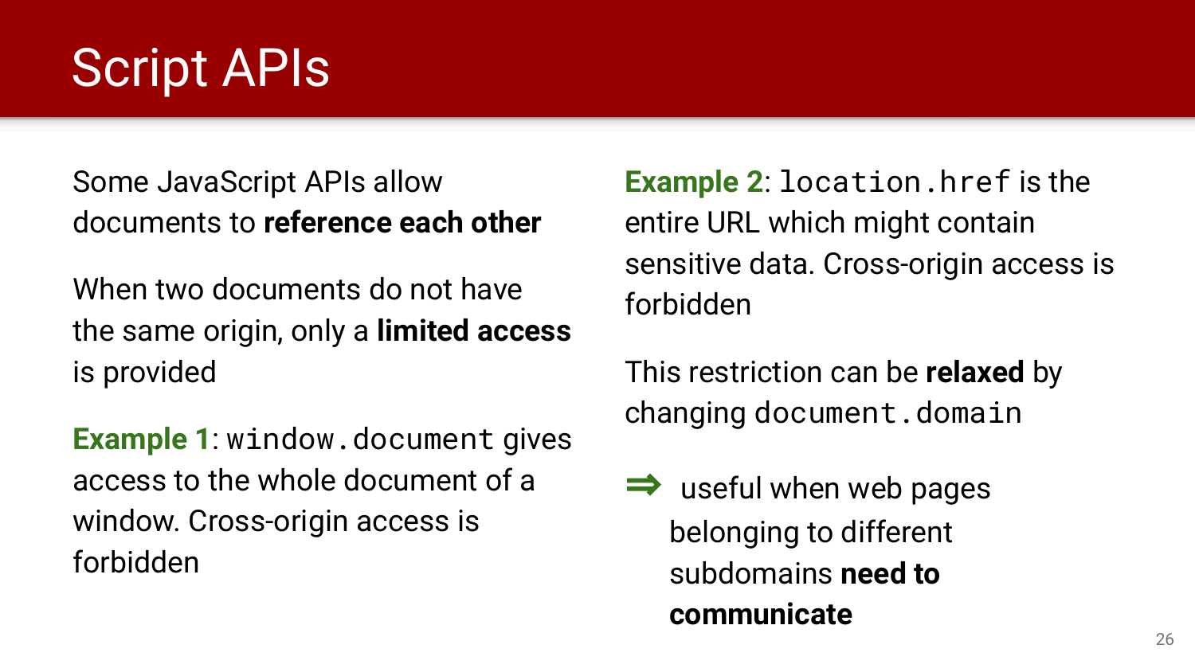# Script APIs

Some JavaScript APIs allow documents to **reference each other**

When two documents do not have the same origin, only a **limited access** is provided

**Example 1**: `window.document` gives access to the whole document of a window. Cross-origin access is forbidden

**Example 2**: `location.href` is the entire URL which might contain sensitive data. Cross-origin access is forbidden

This restriction can be **relaxed** by changing `document.domain`

⇒ useful when web pages belonging to different subdomains **need to communicate**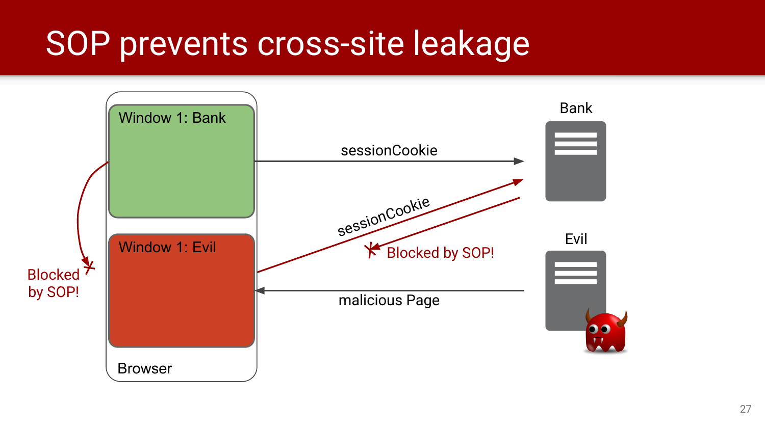# SOP prevents cross-site leakage

Window 1: Bank

Window 1: Evil

Browser

Bank

Evil

sessionCookie

sessionCookie

Blocked by SOP!

malicious Page

Blocked by SOP!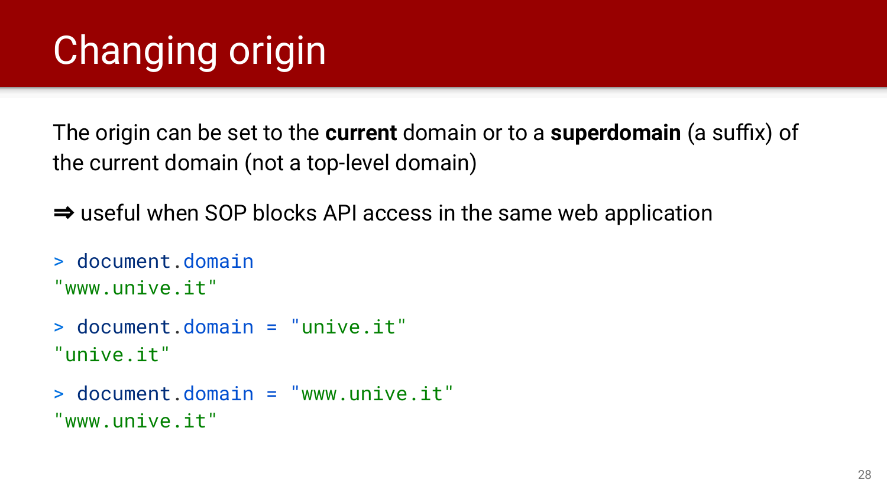# Changing origin

The origin can be set to the **current** domain or to a **superdomain** (a suffix) of the current domain (not a top-level domain)

⇒ useful when SOP blocks API access in the same web application

```
> document.domain
"www.unive.it"

> document.domain = "unive.it"
"unive.it"

> document.domain = "www.unive.it"
"www.unive.it"
```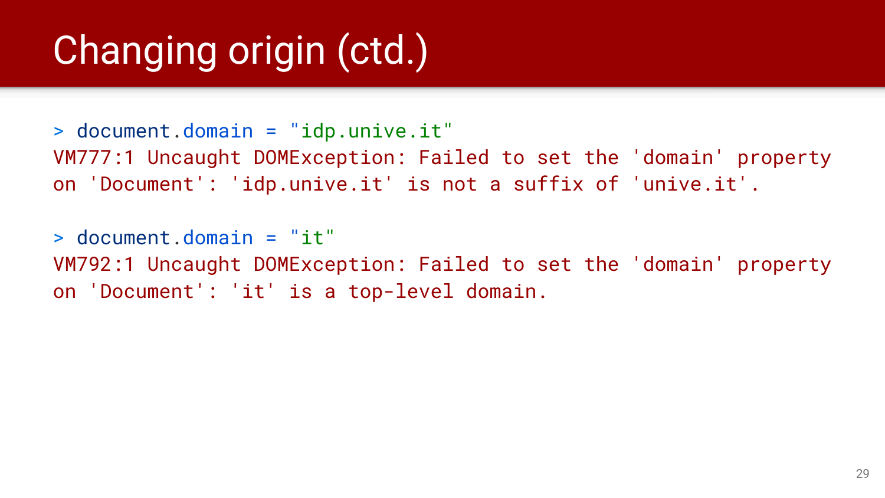# Changing origin (ctd.)

```
> document.domain = "idp.unive.it"
VM777:1 Uncaught DOMException: Failed to set the 'domain' property
on 'Document': 'idp.unive.it' is not a suffix of 'unive.it'.

> document.domain = "it"
VM792:1 Uncaught DOMException: Failed to set the 'domain' property
on 'Document': 'it' is a top-level domain.
```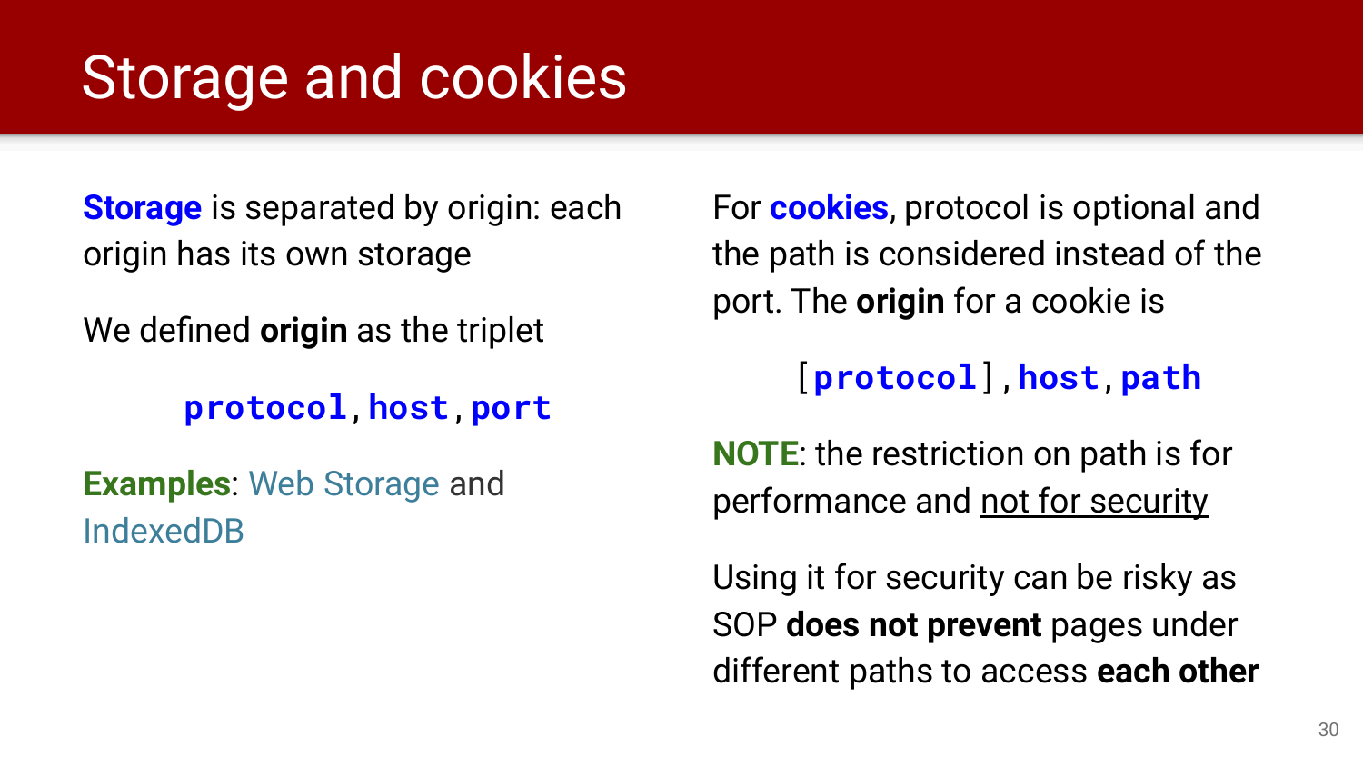# Storage and cookies

**Storage** is separated by origin: each origin has its own storage

We defined **origin** as the triplet

`protocol,host,port`

**Examples**: Web Storage and IndexedDB

For **cookies**, protocol is optional and the path is considered instead of the port. The **origin** for a cookie is

`[protocol],host,path`

**NOTE**: the restriction on path is for performance and <u>not for security</u>

Using it for security can be risky as SOP **does not prevent** pages under different paths to access **each other**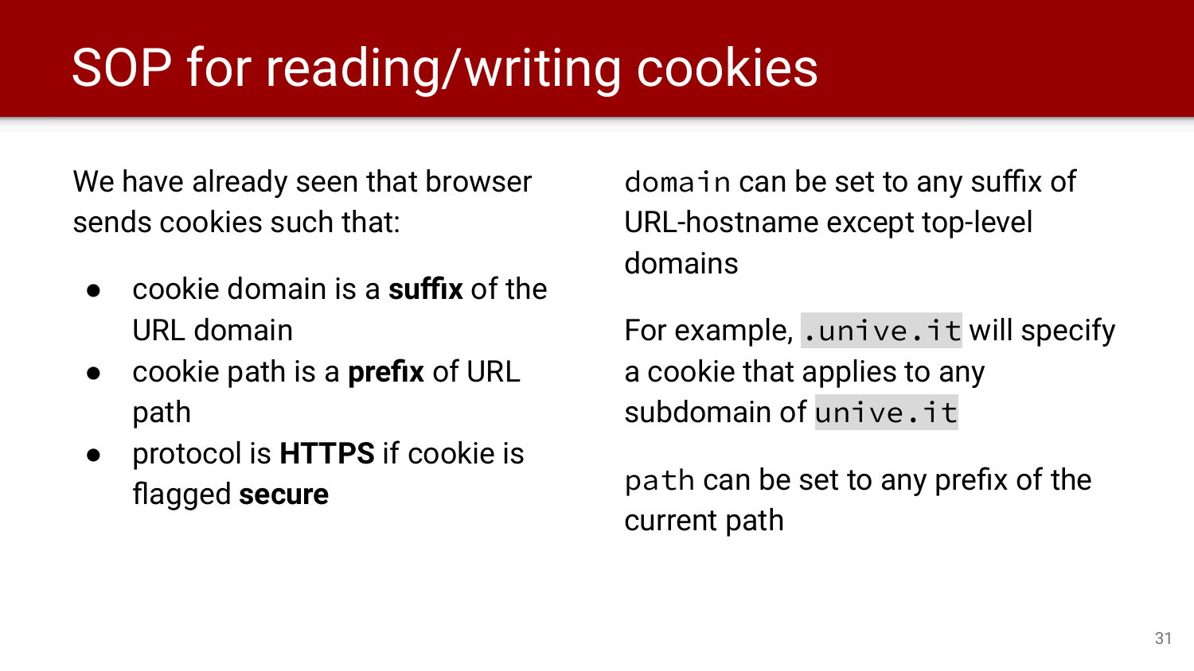# SOP for reading/writing cookies

We have already seen that browser sends cookies such that:

- cookie domain is a **suffix** of the URL domain
- cookie path is a **prefix** of URL path
- protocol is **HTTPS** if cookie is flagged **secure**

`domain` can be set to any suffix of URL-hostname except top-level domains

For example, `.unive.it` will specify a cookie that applies to any subdomain of `unive.it`

`path` can be set to any prefix of the current path